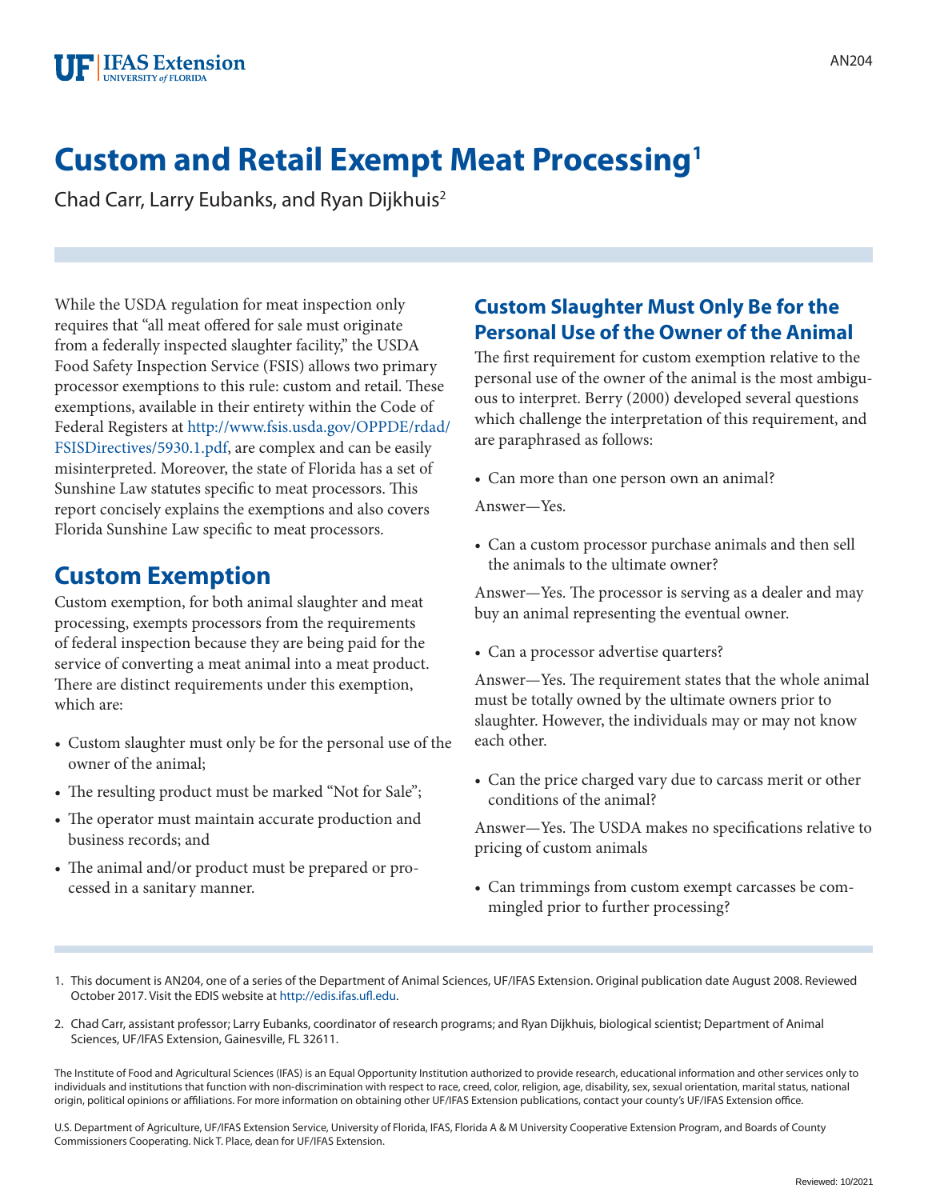# Custom and Retail Exempt Meat Processing[1]

Chad Carr, Larry Eubanks, and Ryan Dijkhuis[2]

While the USDA regulation for meat inspection only requires that "all meat offered for sale must originate from a federally inspected slaughter facility," the USDA Food Safety Inspection Service (FSIS) allows two primary processor exemptions to this rule: custom and retail. These exemptions, available in their entirety within the Code of Federal Registers at http://www.fsis.usda.gov/OPPDE/rdad/FSISDirectives/5930.1.pdf, are complex and can be easily misinterpreted. Moreover, the state of Florida has a set of Sunshine Law statutes specific to meat processors. This report concisely explains the exemptions and also covers Florida Sunshine Law specific to meat processors.

## Custom Exemption

Custom exemption, for both animal slaughter and meat processing, exempts processors from the requirements of federal inspection because they are being paid for the service of converting a meat animal into a meat product. There are distinct requirements under this exemption, which are:

- Custom slaughter must only be for the personal use of the owner of the animal;
- The resulting product must be marked "Not for Sale";
- The operator must maintain accurate production and business records; and
- The animal and/or product must be prepared or processed in a sanitary manner.

### Custom Slaughter Must Only Be for the Personal Use of the Owner of the Animal

The first requirement for custom exemption relative to the personal use of the owner of the animal is the most ambiguous to interpret. Berry (2000) developed several questions which challenge the interpretation of this requirement, and are paraphrased as follows:

- Can more than one person own an animal?

Answer—Yes.

- Can a custom processor purchase animals and then sell the animals to the ultimate owner?

Answer—Yes. The processor is serving as a dealer and may buy an animal representing the eventual owner.

- Can a processor advertise quarters?

Answer—Yes. The requirement states that the whole animal must be totally owned by the ultimate owners prior to slaughter. However, the individuals may or may not know each other.

- Can the price charged vary due to carcass merit or other conditions of the animal?

Answer—Yes. The USDA makes no specifications relative to pricing of custom animals

- Can trimmings from custom exempt carcasses be commingled prior to further processing?

1. This document is AN204, one of a series of the Department of Animal Sciences, UF/IFAS Extension. Original publication date August 2008. Reviewed October 2017. Visit the EDIS website at http://edis.ifas.ufl.edu.

2. Chad Carr, assistant professor; Larry Eubanks, coordinator of research programs; and Ryan Dijkhuis, biological scientist; Department of Animal Sciences, UF/IFAS Extension, Gainesville, FL 32611.

The Institute of Food and Agricultural Sciences (IFAS) is an Equal Opportunity Institution authorized to provide research, educational information and other services only to individuals and institutions that function with non-discrimination with respect to race, creed, color, religion, age, disability, sex, sexual orientation, marital status, national origin, political opinions or affiliations. For more information on obtaining other UF/IFAS Extension publications, contact your county's UF/IFAS Extension office.

U.S. Department of Agriculture, UF/IFAS Extension Service, University of Florida, IFAS, Florida A & M University Cooperative Extension Program, and Boards of County Commissioners Cooperating. Nick T. Place, dean for UF/IFAS Extension.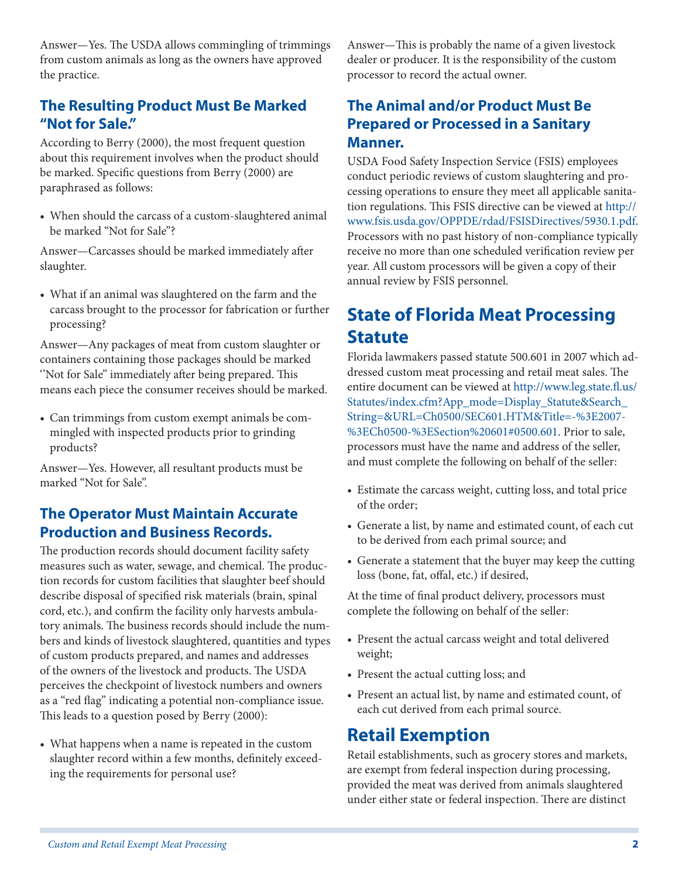Answer—Yes. The USDA allows commingling of trimmings from custom animals as long as the owners have approved the practice.

### The Resulting Product Must Be Marked "Not for Sale."

According to Berry (2000), the most frequent question about this requirement involves when the product should be marked. Specific questions from Berry (2000) are paraphrased as follows:

- When should the carcass of a custom-slaughtered animal be marked "Not for Sale"?

Answer—Carcasses should be marked immediately after slaughter.

- What if an animal was slaughtered on the farm and the carcass brought to the processor for fabrication or further processing?

Answer—Any packages of meat from custom slaughter or containers containing those packages should be marked "Not for Sale" immediately after being prepared. This means each piece the consumer receives should be marked.

- Can trimmings from custom exempt animals be commingled with inspected products prior to grinding products?

Answer—Yes. However, all resultant products must be marked "Not for Sale".

### The Operator Must Maintain Accurate Production and Business Records.

The production records should document facility safety measures such as water, sewage, and chemical. The production records for custom facilities that slaughter beef should describe disposal of specified risk materials (brain, spinal cord, etc.), and confirm the facility only harvests ambulatory animals. The business records should include the numbers and kinds of livestock slaughtered, quantities and types of custom products prepared, and names and addresses of the owners of the livestock and products. The USDA perceives the checkpoint of livestock numbers and owners as a "red flag" indicating a potential non-compliance issue. This leads to a question posed by Berry (2000):

- What happens when a name is repeated in the custom slaughter record within a few months, definitely exceeding the requirements for personal use?

Answer—This is probably the name of a given livestock dealer or producer. It is the responsibility of the custom processor to record the actual owner.

### The Animal and/or Product Must Be Prepared or Processed in a Sanitary Manner.

USDA Food Safety Inspection Service (FSIS) employees conduct periodic reviews of custom slaughtering and processing operations to ensure they meet all applicable sanitation regulations. This FSIS directive can be viewed at http://www.fsis.usda.gov/OPPDE/rdad/FSISDirectives/5930.1.pdf. Processors with no past history of non-compliance typically receive no more than one scheduled verification review per year. All custom processors will be given a copy of their annual review by FSIS personnel.

## State of Florida Meat Processing Statute

Florida lawmakers passed statute 500.601 in 2007 which addressed custom meat processing and retail meat sales. The entire document can be viewed at http://www.leg.state.fl.us/Statutes/index.cfm?App_mode=Display_Statute&Search_String=&URL=Ch0500/SEC601.HTM&Title=-%3E2007-%3ECh0500-%3ESection%20601#0500.601. Prior to sale, processors must have the name and address of the seller, and must complete the following on behalf of the seller:

- Estimate the carcass weight, cutting loss, and total price of the order;
- Generate a list, by name and estimated count, of each cut to be derived from each primal source; and
- Generate a statement that the buyer may keep the cutting loss (bone, fat, offal, etc.) if desired,

At the time of final product delivery, processors must complete the following on behalf of the seller:

- Present the actual carcass weight and total delivered weight;
- Present the actual cutting loss; and
- Present an actual list, by name and estimated count, of each cut derived from each primal source.

## Retail Exemption

Retail establishments, such as grocery stores and markets, are exempt from federal inspection during processing, provided the meat was derived from animals slaughtered under either state or federal inspection. There are distinct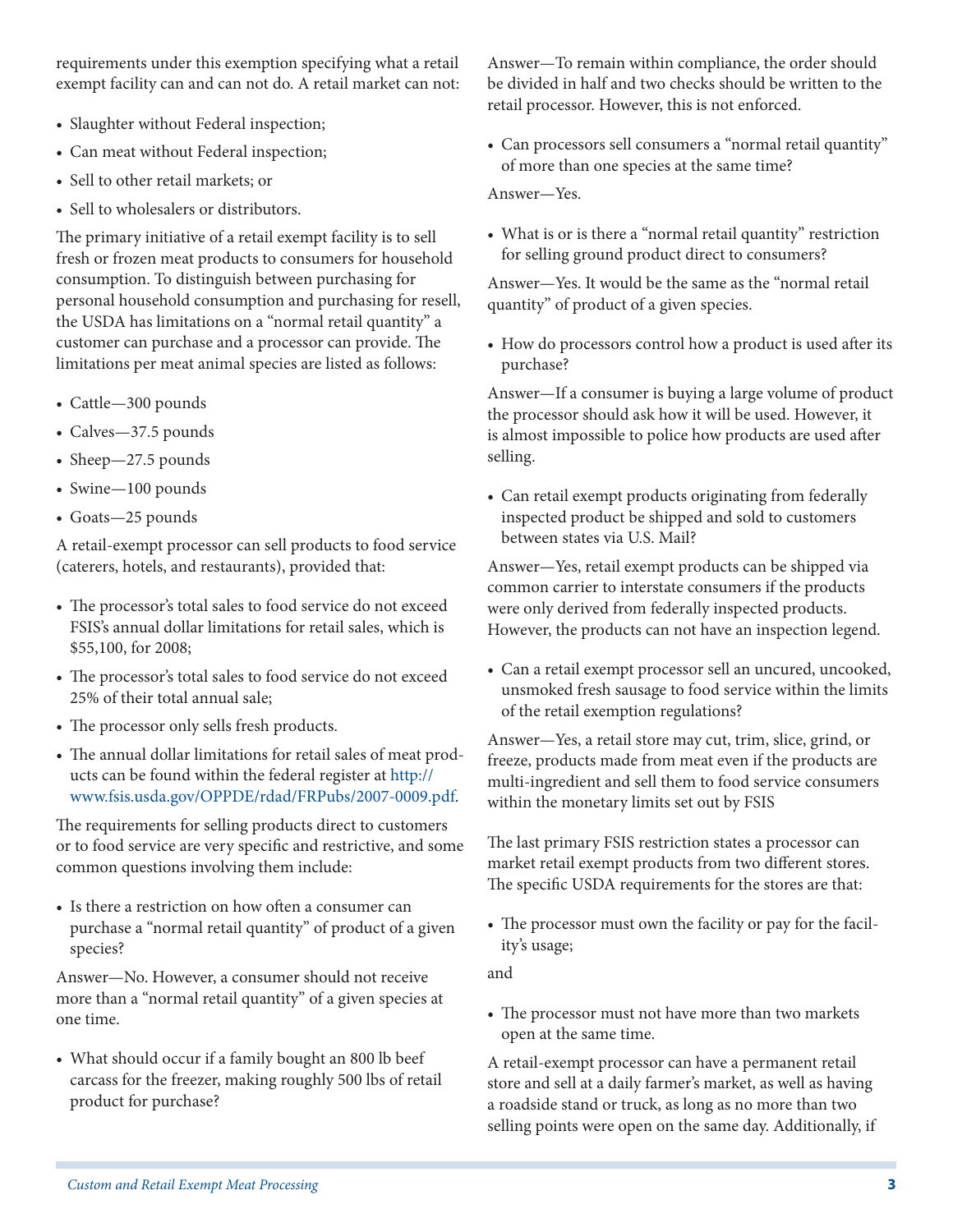requirements under this exemption specifying what a retail exempt facility can and can not do. A retail market can not:

- Slaughter without Federal inspection;
- Can meat without Federal inspection;
- Sell to other retail markets; or
- Sell to wholesalers or distributors.

The primary initiative of a retail exempt facility is to sell fresh or frozen meat products to consumers for household consumption. To distinguish between purchasing for personal household consumption and purchasing for resell, the USDA has limitations on a "normal retail quantity" a customer can purchase and a processor can provide. The limitations per meat animal species are listed as follows:

- Cattle—300 pounds
- Calves—37.5 pounds
- Sheep—27.5 pounds
- Swine—100 pounds
- Goats—25 pounds

A retail-exempt processor can sell products to food service (caterers, hotels, and restaurants), provided that:

- The processor's total sales to food service do not exceed FSIS's annual dollar limitations for retail sales, which is $55,100, for 2008;
- The processor's total sales to food service do not exceed 25% of their total annual sale;
- The processor only sells fresh products.
- The annual dollar limitations for retail sales of meat products can be found within the federal register at http://www.fsis.usda.gov/OPPDE/rdad/FRPubs/2007-0009.pdf.

The requirements for selling products direct to customers or to food service are very specific and restrictive, and some common questions involving them include:

- Is there a restriction on how often a consumer can purchase a "normal retail quantity" of product of a given species?

Answer—No. However, a consumer should not receive more than a "normal retail quantity" of a given species at one time.

- What should occur if a family bought an 800 lb beef carcass for the freezer, making roughly 500 lbs of retail product for purchase?

Answer—To remain within compliance, the order should be divided in half and two checks should be written to the retail processor. However, this is not enforced.

- Can processors sell consumers a "normal retail quantity" of more than one species at the same time?

Answer—Yes.

- What is or is there a "normal retail quantity" restriction for selling ground product direct to consumers?

Answer—Yes. It would be the same as the "normal retail quantity" of product of a given species.

- How do processors control how a product is used after its purchase?

Answer—If a consumer is buying a large volume of product the processor should ask how it will be used. However, it is almost impossible to police how products are used after selling.

- Can retail exempt products originating from federally inspected product be shipped and sold to customers between states via U.S. Mail?

Answer—Yes, retail exempt products can be shipped via common carrier to interstate consumers if the products were only derived from federally inspected products. However, the products can not have an inspection legend.

- Can a retail exempt processor sell an uncured, uncooked, unsmoked fresh sausage to food service within the limits of the retail exemption regulations?

Answer—Yes, a retail store may cut, trim, slice, grind, or freeze, products made from meat even if the products are multi-ingredient and sell them to food service consumers within the monetary limits set out by FSIS

The last primary FSIS restriction states a processor can market retail exempt products from two different stores. The specific USDA requirements for the stores are that:

- The processor must own the facility or pay for the facility's usage;

and

- The processor must not have more than two markets open at the same time.

A retail-exempt processor can have a permanent retail store and sell at a daily farmer's market, as well as having a roadside stand or truck, as long as no more than two selling points were open on the same day. Additionally, if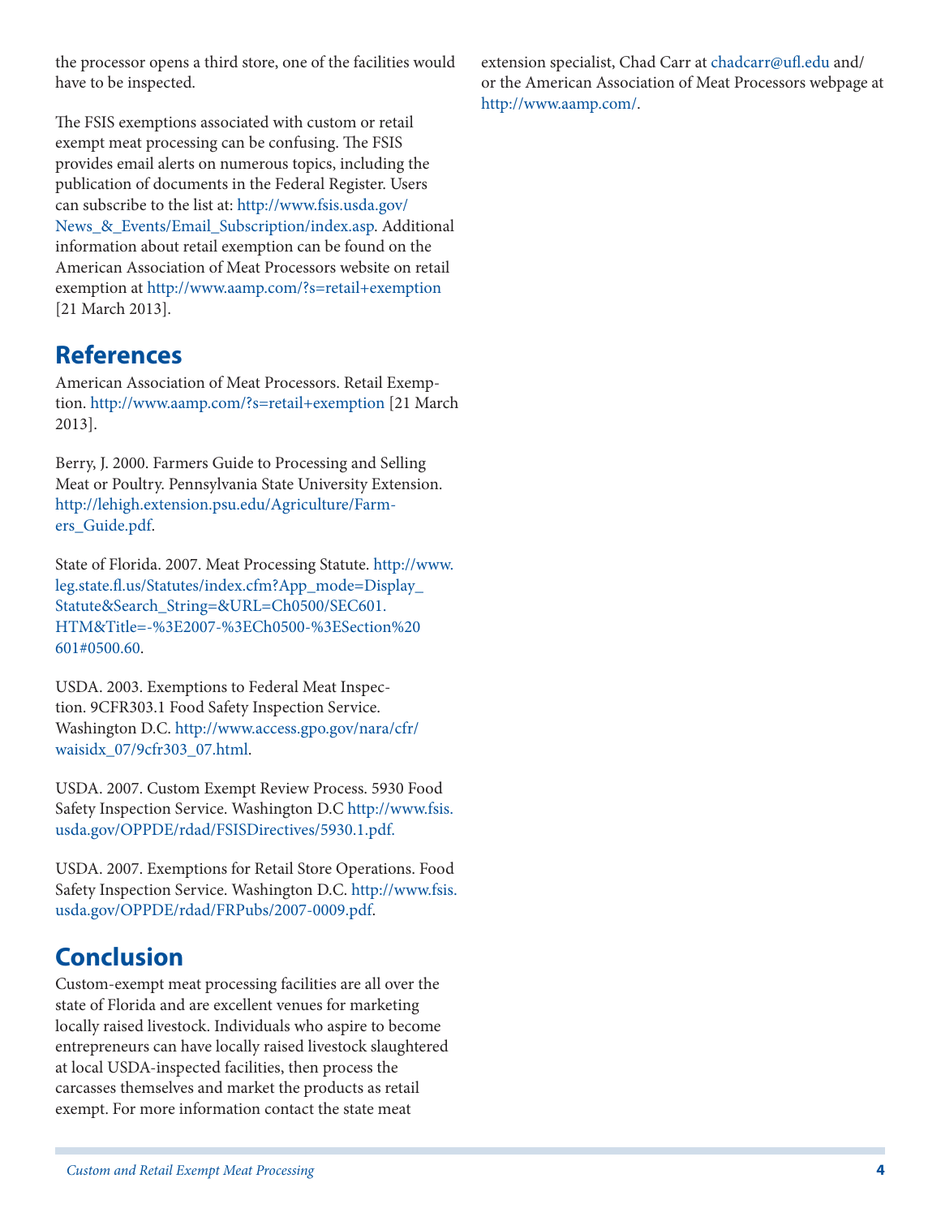the processor opens a third store, one of the facilities would have to be inspected.

The FSIS exemptions associated with custom or retail exempt meat processing can be confusing. The FSIS provides email alerts on numerous topics, including the publication of documents in the Federal Register. Users can subscribe to the list at: http://www.fsis.usda.gov/News_&_Events/Email_Subscription/index.asp. Additional information about retail exemption can be found on the American Association of Meat Processors website on retail exemption at http://www.aamp.com/?s=retail+exemption [21 March 2013].

## References

American Association of Meat Processors. Retail Exemption. http://www.aamp.com/?s=retail+exemption [21 March 2013].

Berry, J. 2000. Farmers Guide to Processing and Selling Meat or Poultry. Pennsylvania State University Extension. http://lehigh.extension.psu.edu/Agriculture/Farmers_Guide.pdf.

State of Florida. 2007. Meat Processing Statute. http://www.leg.state.fl.us/Statutes/index.cfm?App_mode=Display_Statute&Search_String=&URL=Ch0500/SEC601.HTM&Title=-%3E2007-%3ECh0500-%3ESection%20601#0500.60.

USDA. 2003. Exemptions to Federal Meat Inspection. 9CFR303.1 Food Safety Inspection Service. Washington D.C. http://www.access.gpo.gov/nara/cfr/waisidx_07/9cfr303_07.html.

USDA. 2007. Custom Exempt Review Process. 5930 Food Safety Inspection Service. Washington D.C http://www.fsis.usda.gov/OPPDE/rdad/FSISDirectives/5930.1.pdf.

USDA. 2007. Exemptions for Retail Store Operations. Food Safety Inspection Service. Washington D.C. http://www.fsis.usda.gov/OPPDE/rdad/FRPubs/2007-0009.pdf.

## Conclusion

Custom-exempt meat processing facilities are all over the state of Florida and are excellent venues for marketing locally raised livestock. Individuals who aspire to become entrepreneurs can have locally raised livestock slaughtered at local USDA-inspected facilities, then process the carcasses themselves and market the products as retail exempt. For more information contact the state meat extension specialist, Chad Carr at chadcarr@ufl.edu and/or the American Association of Meat Processors webpage at http://www.aamp.com/.